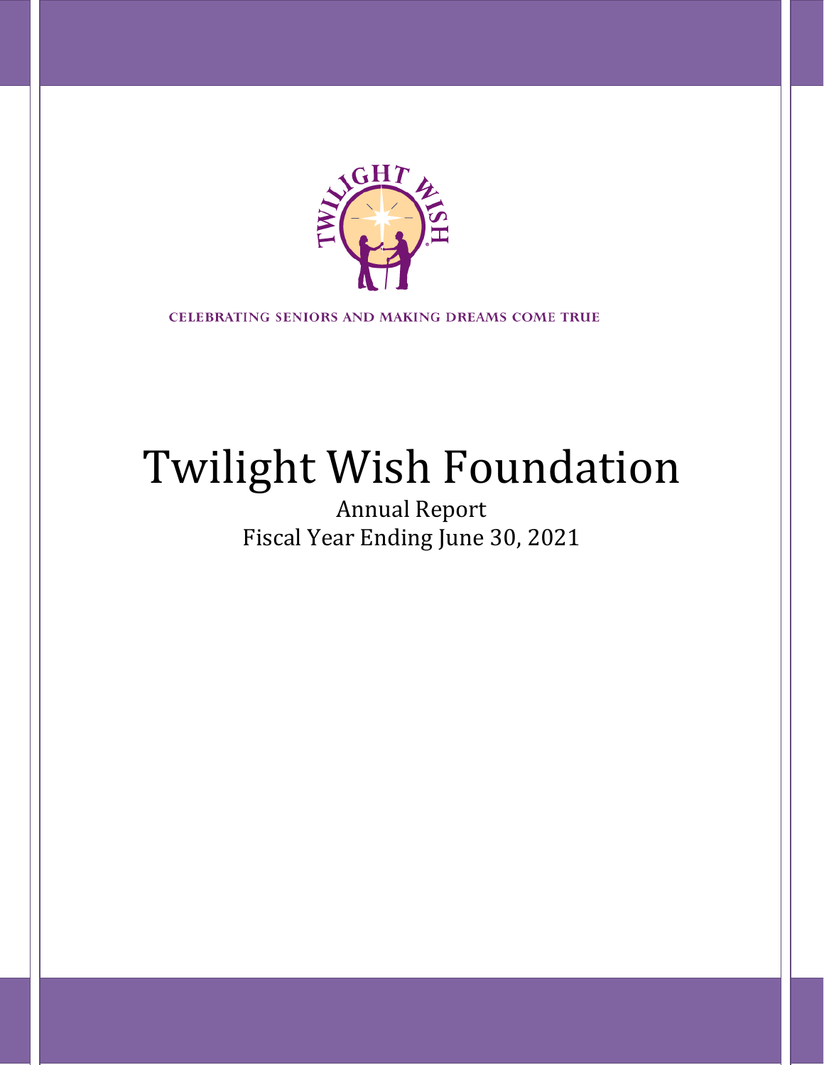CELEBRATING SENIORS AND MAKING DREAMS COME TRUE

# Twilight Wish Foundation

Annual Report

Fiscal Year Ending June 30, 2021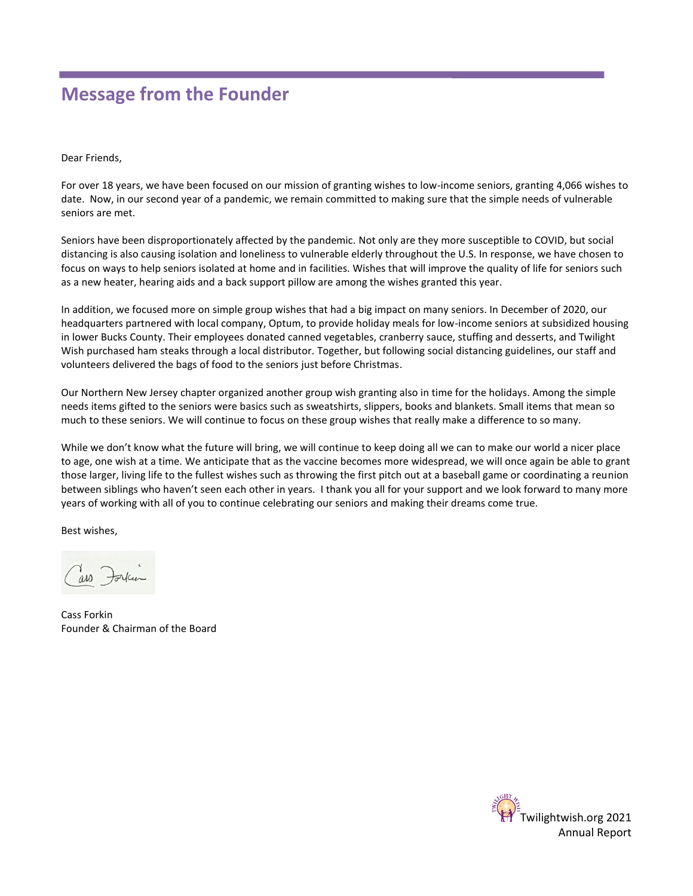## Message from the Founder

Dear Friends,

For over 18 years, we have been focused on our mission of granting wishes to low-income seniors, granting 4,066 wishes to date. Now, in our second year of a pandemic, we remain committed to making sure that the simple needs of vulnerable seniors are met.

Seniors have been disproportionately affected by the pandemic. Not only are they more susceptible to COVID, but social distancing is also causing isolation and loneliness to vulnerable elderly throughout the U.S. In response, we have chosen to focus on ways to help seniors isolated at home and in facilities. Wishes that will improve the quality of life for seniors such as a new heater, hearing aids and a back support pillow are among the wishes granted this year.

In addition, we focused more on simple group wishes that had a big impact on many seniors. In December of 2020, our headquarters partnered with local company, Optum, to provide holiday meals for low-income seniors at subsidized housing in lower Bucks County. Their employees donated canned vegetables, cranberry sauce, stuffing and desserts, and Twilight Wish purchased ham steaks through a local distributor. Together, but following social distancing guidelines, our staff and volunteers delivered the bags of food to the seniors just before Christmas.

Our Northern New Jersey chapter organized another group wish granting also in time for the holidays. Among the simple needs items gifted to the seniors were basics such as sweatshirts, slippers, books and blankets. Small items that mean so much to these seniors. We will continue to focus on these group wishes that really make a difference to so many.

While we don't know what the future will bring, we will continue to keep doing all we can to make our world a nicer place to age, one wish at a time. We anticipate that as the vaccine becomes more widespread, we will once again be able to grant those larger, living life to the fullest wishes such as throwing the first pitch out at a baseball game or coordinating a reunion between siblings who haven't seen each other in years. I thank you all for your support and we look forward to many more years of working with all of you to continue celebrating our seniors and making their dreams come true.

Best wishes,

Cass Forkin
Founder & Chairman of the Board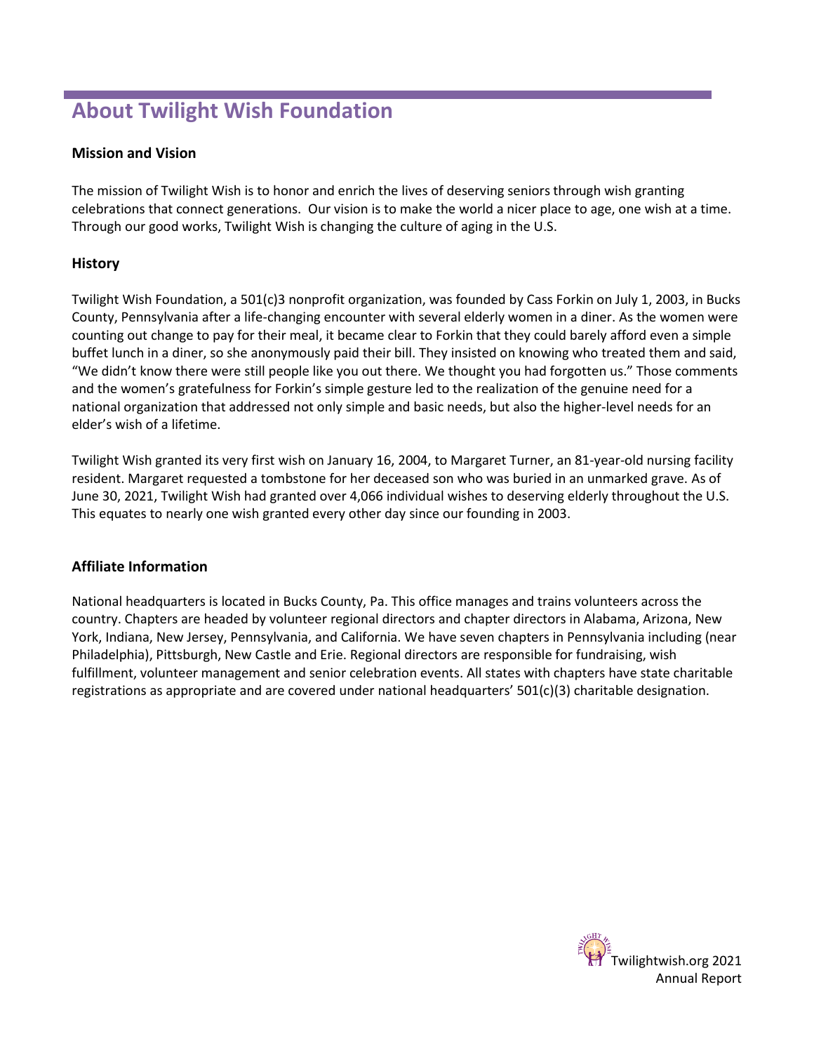# About Twilight Wish Foundation

### Mission and Vision

The mission of Twilight Wish is to honor and enrich the lives of deserving seniors through wish granting celebrations that connect generations. Our vision is to make the world a nicer place to age, one wish at a time. Through our good works, Twilight Wish is changing the culture of aging in the U.S.

### History

Twilight Wish Foundation, a 501(c)3 nonprofit organization, was founded by Cass Forkin on July 1, 2003, in Bucks County, Pennsylvania after a life-changing encounter with several elderly women in a diner. As the women were counting out change to pay for their meal, it became clear to Forkin that they could barely afford even a simple buffet lunch in a diner, so she anonymously paid their bill. They insisted on knowing who treated them and said, "We didn't know there were still people like you out there. We thought you had forgotten us." Those comments and the women's gratefulness for Forkin's simple gesture led to the realization of the genuine need for a national organization that addressed not only simple and basic needs, but also the higher-level needs for an elder's wish of a lifetime.

Twilight Wish granted its very first wish on January 16, 2004, to Margaret Turner, an 81-year-old nursing facility resident. Margaret requested a tombstone for her deceased son who was buried in an unmarked grave. As of June 30, 2021, Twilight Wish had granted over 4,066 individual wishes to deserving elderly throughout the U.S. This equates to nearly one wish granted every other day since our founding in 2003.

### Affiliate Information

National headquarters is located in Bucks County, Pa. This office manages and trains volunteers across the country. Chapters are headed by volunteer regional directors and chapter directors in Alabama, Arizona, New York, Indiana, New Jersey, Pennsylvania, and California. We have seven chapters in Pennsylvania including (near Philadelphia), Pittsburgh, New Castle and Erie. Regional directors are responsible for fundraising, wish fulfillment, volunteer management and senior celebration events. All states with chapters have state charitable registrations as appropriate and are covered under national headquarters' 501(c)(3) charitable designation.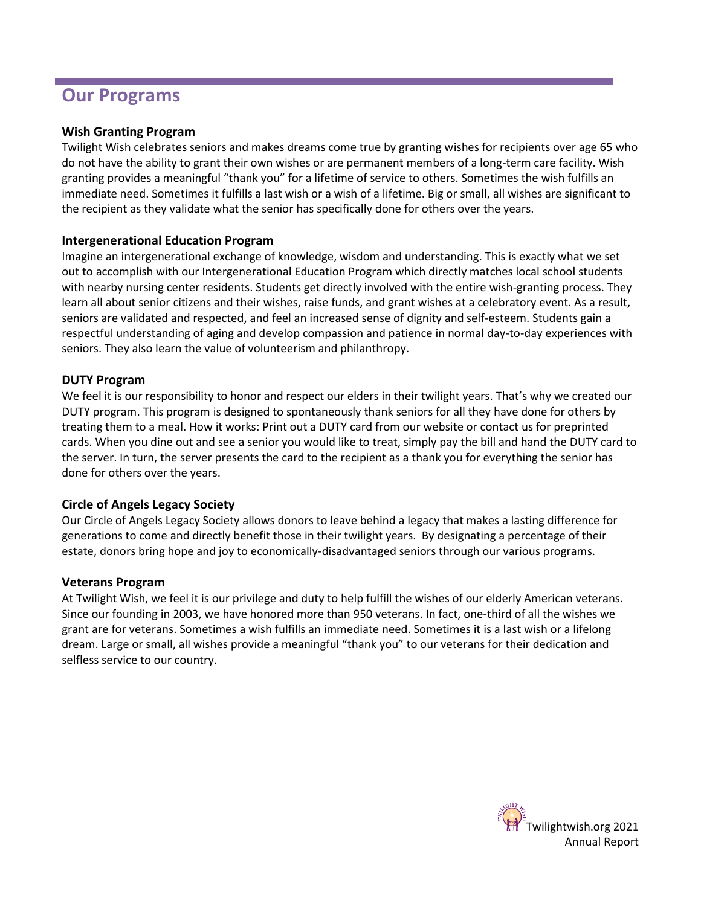## Our Programs

### Wish Granting Program

Twilight Wish celebrates seniors and makes dreams come true by granting wishes for recipients over age 65 who do not have the ability to grant their own wishes or are permanent members of a long-term care facility. Wish granting provides a meaningful "thank you" for a lifetime of service to others. Sometimes the wish fulfills an immediate need. Sometimes it fulfills a last wish or a wish of a lifetime. Big or small, all wishes are significant to the recipient as they validate what the senior has specifically done for others over the years.

### Intergenerational Education Program

Imagine an intergenerational exchange of knowledge, wisdom and understanding. This is exactly what we set out to accomplish with our Intergenerational Education Program which directly matches local school students with nearby nursing center residents. Students get directly involved with the entire wish-granting process. They learn all about senior citizens and their wishes, raise funds, and grant wishes at a celebratory event. As a result, seniors are validated and respected, and feel an increased sense of dignity and self-esteem. Students gain a respectful understanding of aging and develop compassion and patience in normal day-to-day experiences with seniors. They also learn the value of volunteerism and philanthropy.

### DUTY Program

We feel it is our responsibility to honor and respect our elders in their twilight years. That's why we created our DUTY program. This program is designed to spontaneously thank seniors for all they have done for others by treating them to a meal. How it works: Print out a DUTY card from our website or contact us for preprinted cards. When you dine out and see a senior you would like to treat, simply pay the bill and hand the DUTY card to the server. In turn, the server presents the card to the recipient as a thank you for everything the senior has done for others over the years.

### Circle of Angels Legacy Society

Our Circle of Angels Legacy Society allows donors to leave behind a legacy that makes a lasting difference for generations to come and directly benefit those in their twilight years. By designating a percentage of their estate, donors bring hope and joy to economically-disadvantaged seniors through our various programs.

### Veterans Program

At Twilight Wish, we feel it is our privilege and duty to help fulfill the wishes of our elderly American veterans. Since our founding in 2003, we have honored more than 950 veterans. In fact, one-third of all the wishes we grant are for veterans. Sometimes a wish fulfills an immediate need. Sometimes it is a last wish or a lifelong dream. Large or small, all wishes provide a meaningful "thank you" to our veterans for their dedication and selfless service to our country.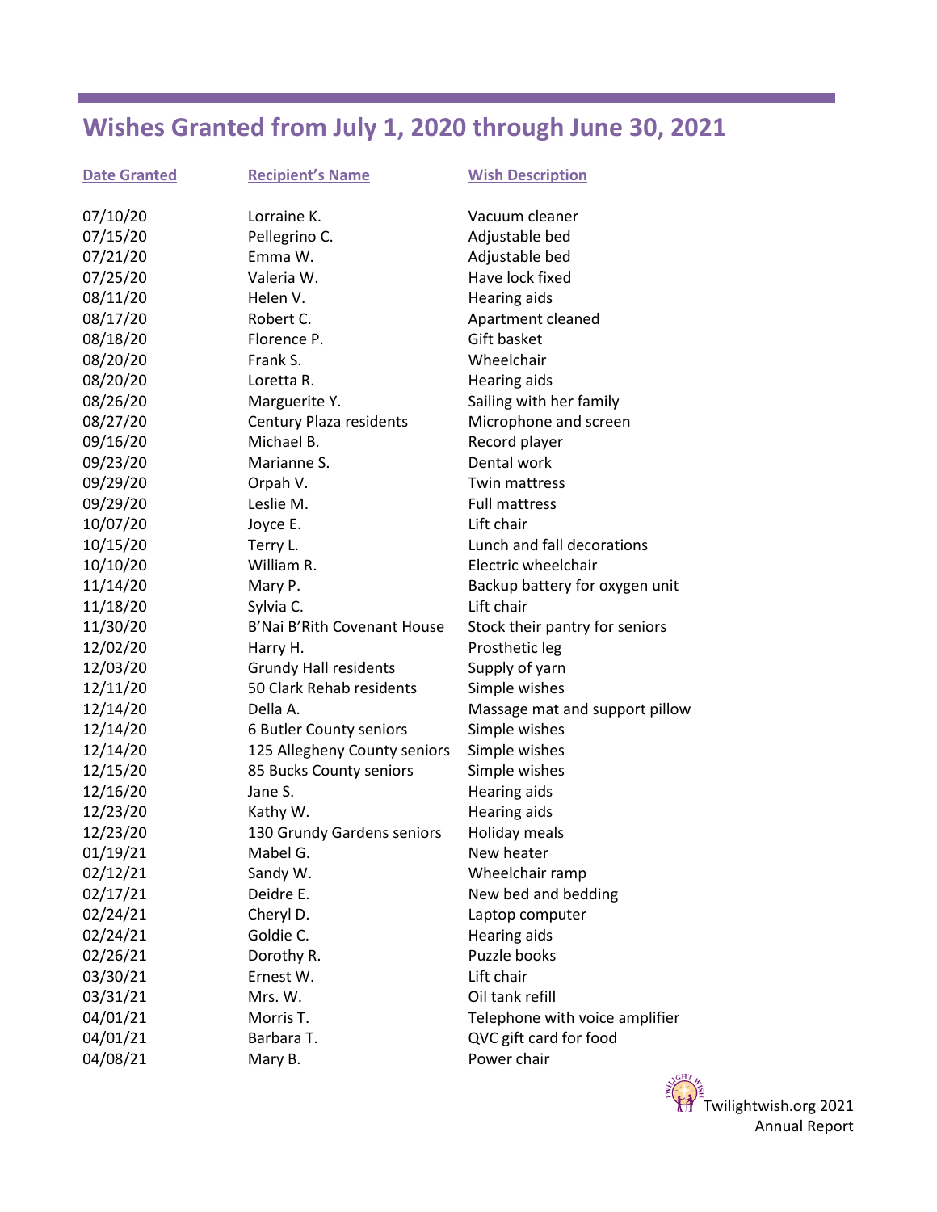## Wishes Granted from July 1, 2020 through June 30, 2021

| Date Granted | Recipient's Name | Wish Description |
|---|---|---|
| 07/10/20 | Lorraine K. | Vacuum cleaner |
| 07/15/20 | Pellegrino C. | Adjustable bed |
| 07/21/20 | Emma W. | Adjustable bed |
| 07/25/20 | Valeria W. | Have lock fixed |
| 08/11/20 | Helen V. | Hearing aids |
| 08/17/20 | Robert C. | Apartment cleaned |
| 08/18/20 | Florence P. | Gift basket |
| 08/20/20 | Frank S. | Wheelchair |
| 08/20/20 | Loretta R. | Hearing aids |
| 08/26/20 | Marguerite Y. | Sailing with her family |
| 08/27/20 | Century Plaza residents | Microphone and screen |
| 09/16/20 | Michael B. | Record player |
| 09/23/20 | Marianne S. | Dental work |
| 09/29/20 | Orpah V. | Twin mattress |
| 09/29/20 | Leslie M. | Full mattress |
| 10/07/20 | Joyce E. | Lift chair |
| 10/15/20 | Terry L. | Lunch and fall decorations |
| 10/10/20 | William R. | Electric wheelchair |
| 11/14/20 | Mary P. | Backup battery for oxygen unit |
| 11/18/20 | Sylvia C. | Lift chair |
| 11/30/20 | B'Nai B'Rith Covenant House | Stock their pantry for seniors |
| 12/02/20 | Harry H. | Prosthetic leg |
| 12/03/20 | Grundy Hall residents | Supply of yarn |
| 12/11/20 | 50 Clark Rehab residents | Simple wishes |
| 12/14/20 | Della A. | Massage mat and support pillow |
| 12/14/20 | 6 Butler County seniors | Simple wishes |
| 12/14/20 | 125 Allegheny County seniors | Simple wishes |
| 12/15/20 | 85 Bucks County seniors | Simple wishes |
| 12/16/20 | Jane S. | Hearing aids |
| 12/23/20 | Kathy W. | Hearing aids |
| 12/23/20 | 130 Grundy Gardens seniors | Holiday meals |
| 01/19/21 | Mabel G. | New heater |
| 02/12/21 | Sandy W. | Wheelchair ramp |
| 02/17/21 | Deidre E. | New bed and bedding |
| 02/24/21 | Cheryl D. | Laptop computer |
| 02/24/21 | Goldie C. | Hearing aids |
| 02/26/21 | Dorothy R. | Puzzle books |
| 03/30/21 | Ernest W. | Lift chair |
| 03/31/21 | Mrs. W. | Oil tank refill |
| 04/01/21 | Morris T. | Telephone with voice amplifier |
| 04/01/21 | Barbara T. | QVC gift card for food |
| 04/08/21 | Mary B. | Power chair |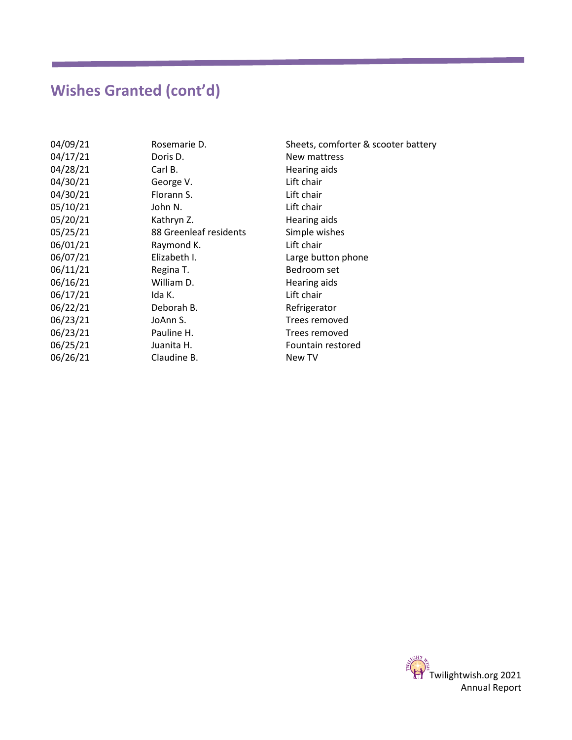## Wishes Granted (cont'd)

| | | |
|---|---|---|
| 04/09/21 | Rosemarie D. | Sheets, comforter & scooter battery |
| 04/17/21 | Doris D. | New mattress |
| 04/28/21 | Carl B. | Hearing aids |
| 04/30/21 | George V. | Lift chair |
| 04/30/21 | Florann S. | Lift chair |
| 05/10/21 | John N. | Lift chair |
| 05/20/21 | Kathryn Z. | Hearing aids |
| 05/25/21 | 88 Greenleaf residents | Simple wishes |
| 06/01/21 | Raymond K. | Lift chair |
| 06/07/21 | Elizabeth I. | Large button phone |
| 06/11/21 | Regina T. | Bedroom set |
| 06/16/21 | William D. | Hearing aids |
| 06/17/21 | Ida K. | Lift chair |
| 06/22/21 | Deborah B. | Refrigerator |
| 06/23/21 | JoAnn S. | Trees removed |
| 06/23/21 | Pauline H. | Trees removed |
| 06/25/21 | Juanita H. | Fountain restored |
| 06/26/21 | Claudine B. | New TV |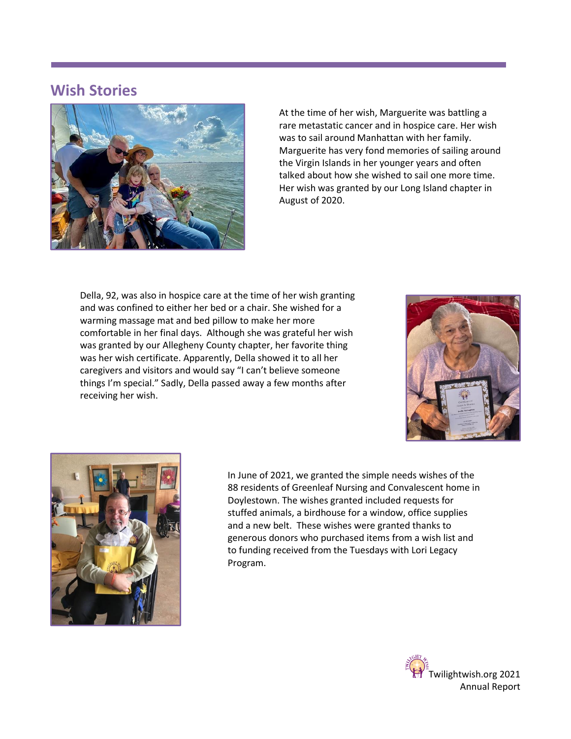## Wish Stories

At the time of her wish, Marguerite was battling a rare metastatic cancer and in hospice care. Her wish was to sail around Manhattan with her family. Marguerite has very fond memories of sailing around the Virgin Islands in her younger years and often talked about how she wished to sail one more time. Her wish was granted by our Long Island chapter in August of 2020.

Della, 92, was also in hospice care at the time of her wish granting and was confined to either her bed or a chair. She wished for a warming massage mat and bed pillow to make her more comfortable in her final days. Although she was grateful her wish was granted by our Allegheny County chapter, her favorite thing was her wish certificate. Apparently, Della showed it to all her caregivers and visitors and would say "I can't believe someone things I'm special." Sadly, Della passed away a few months after receiving her wish.

In June of 2021, we granted the simple needs wishes of the 88 residents of Greenleaf Nursing and Convalescent home in Doylestown. The wishes granted included requests for stuffed animals, a birdhouse for a window, office supplies and a new belt. These wishes were granted thanks to generous donors who purchased items from a wish list and to funding received from the Tuesdays with Lori Legacy Program.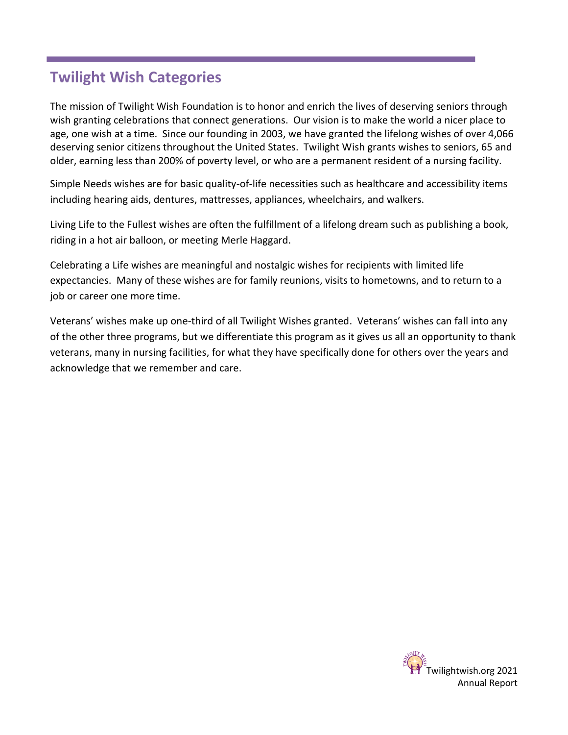## Twilight Wish Categories

The mission of Twilight Wish Foundation is to honor and enrich the lives of deserving seniors through wish granting celebrations that connect generations. Our vision is to make the world a nicer place to age, one wish at a time. Since our founding in 2003, we have granted the lifelong wishes of over 4,066 deserving senior citizens throughout the United States. Twilight Wish grants wishes to seniors, 65 and older, earning less than 200% of poverty level, or who are a permanent resident of a nursing facility.

Simple Needs wishes are for basic quality-of-life necessities such as healthcare and accessibility items including hearing aids, dentures, mattresses, appliances, wheelchairs, and walkers.

Living Life to the Fullest wishes are often the fulfillment of a lifelong dream such as publishing a book, riding in a hot air balloon, or meeting Merle Haggard.

Celebrating a Life wishes are meaningful and nostalgic wishes for recipients with limited life expectancies. Many of these wishes are for family reunions, visits to hometowns, and to return to a job or career one more time.

Veterans' wishes make up one-third of all Twilight Wishes granted. Veterans' wishes can fall into any of the other three programs, but we differentiate this program as it gives us all an opportunity to thank veterans, many in nursing facilities, for what they have specifically done for others over the years and acknowledge that we remember and care.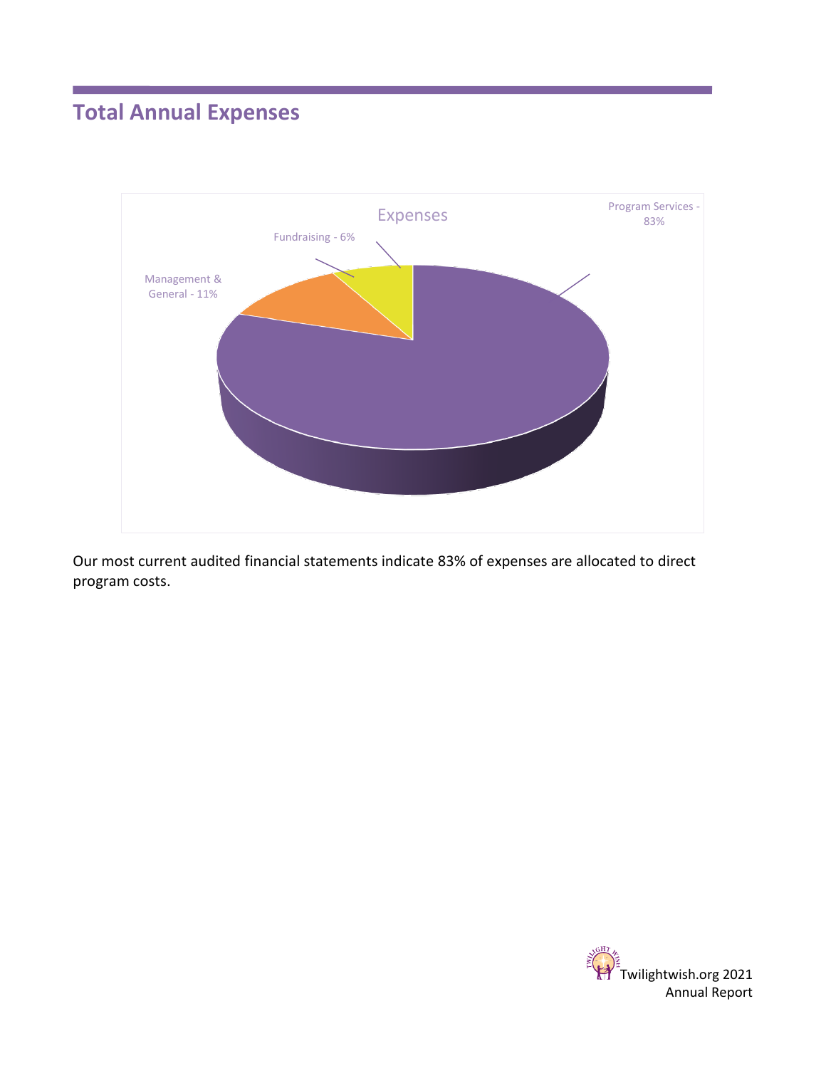## Total Annual Expenses

Expenses

- Program Services - 83%
- Management & General - 11%
- Fundraising - 6%

Our most current audited financial statements indicate 83% of expenses are allocated to direct program costs.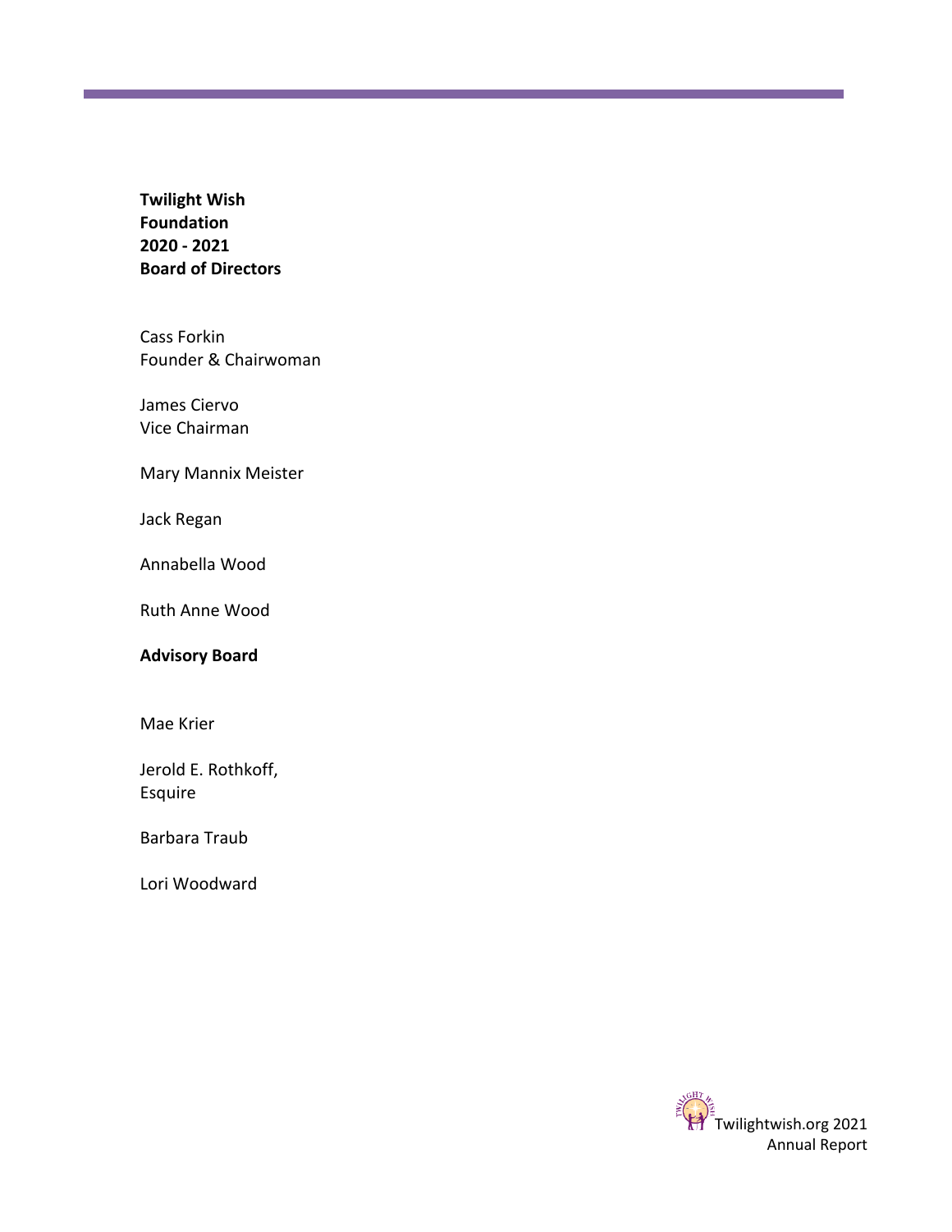**Twilight Wish Foundation 2020 - 2021 Board of Directors**

Cass Forkin
Founder & Chairwoman

James Ciervo
Vice Chairman

Mary Mannix Meister

Jack Regan

Annabella Wood

Ruth Anne Wood

**Advisory Board**

Mae Krier

Jerold E. Rothkoff, Esquire

Barbara Traub

Lori Woodward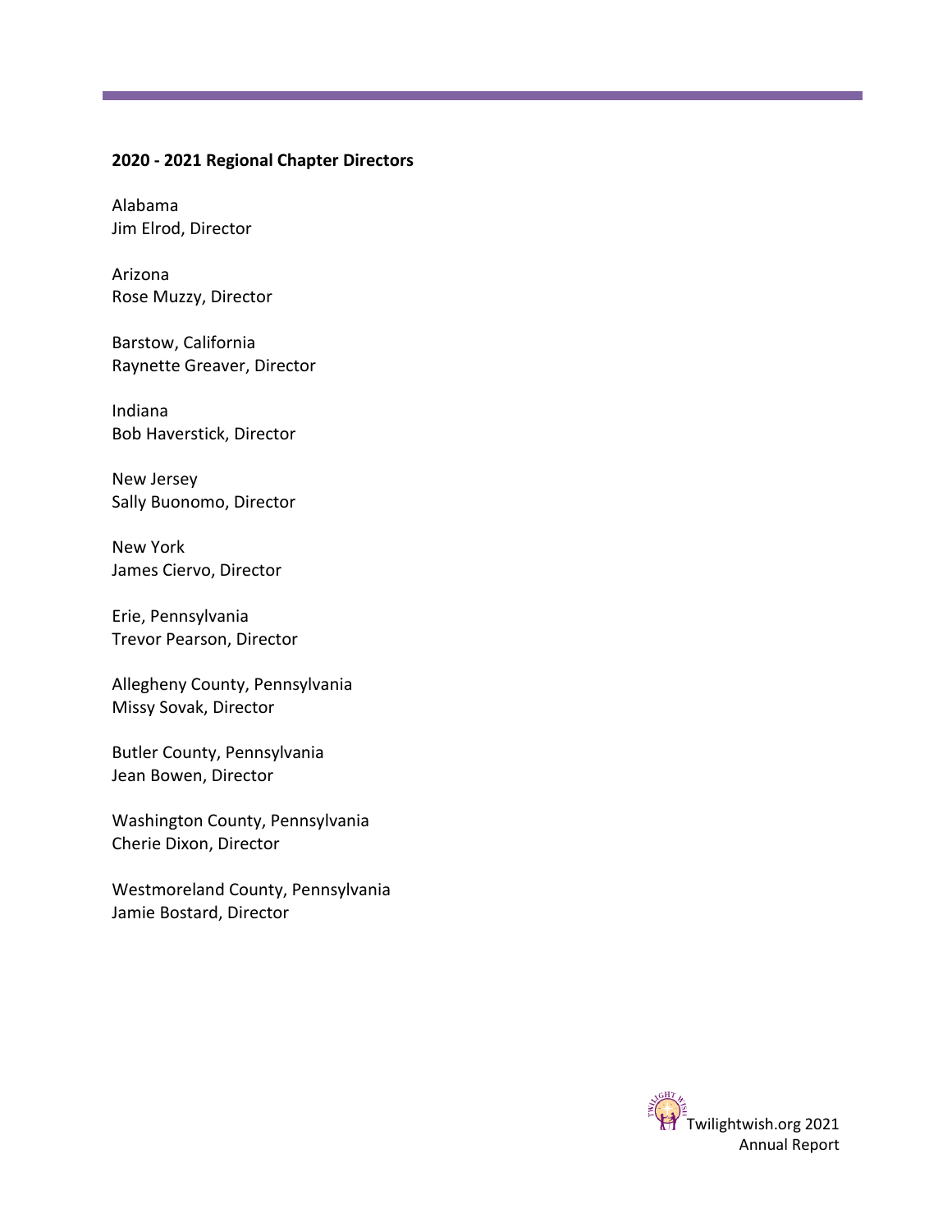**2020 - 2021 Regional Chapter Directors**

Alabama
Jim Elrod, Director

Arizona
Rose Muzzy, Director

Barstow, California
Raynette Greaver, Director

Indiana
Bob Haverstick, Director

New Jersey
Sally Buonomo, Director

New York
James Ciervo, Director

Erie, Pennsylvania
Trevor Pearson, Director

Allegheny County, Pennsylvania
Missy Sovak, Director

Butler County, Pennsylvania
Jean Bowen, Director

Washington County, Pennsylvania
Cherie Dixon, Director

Westmoreland County, Pennsylvania
Jamie Bostard, Director